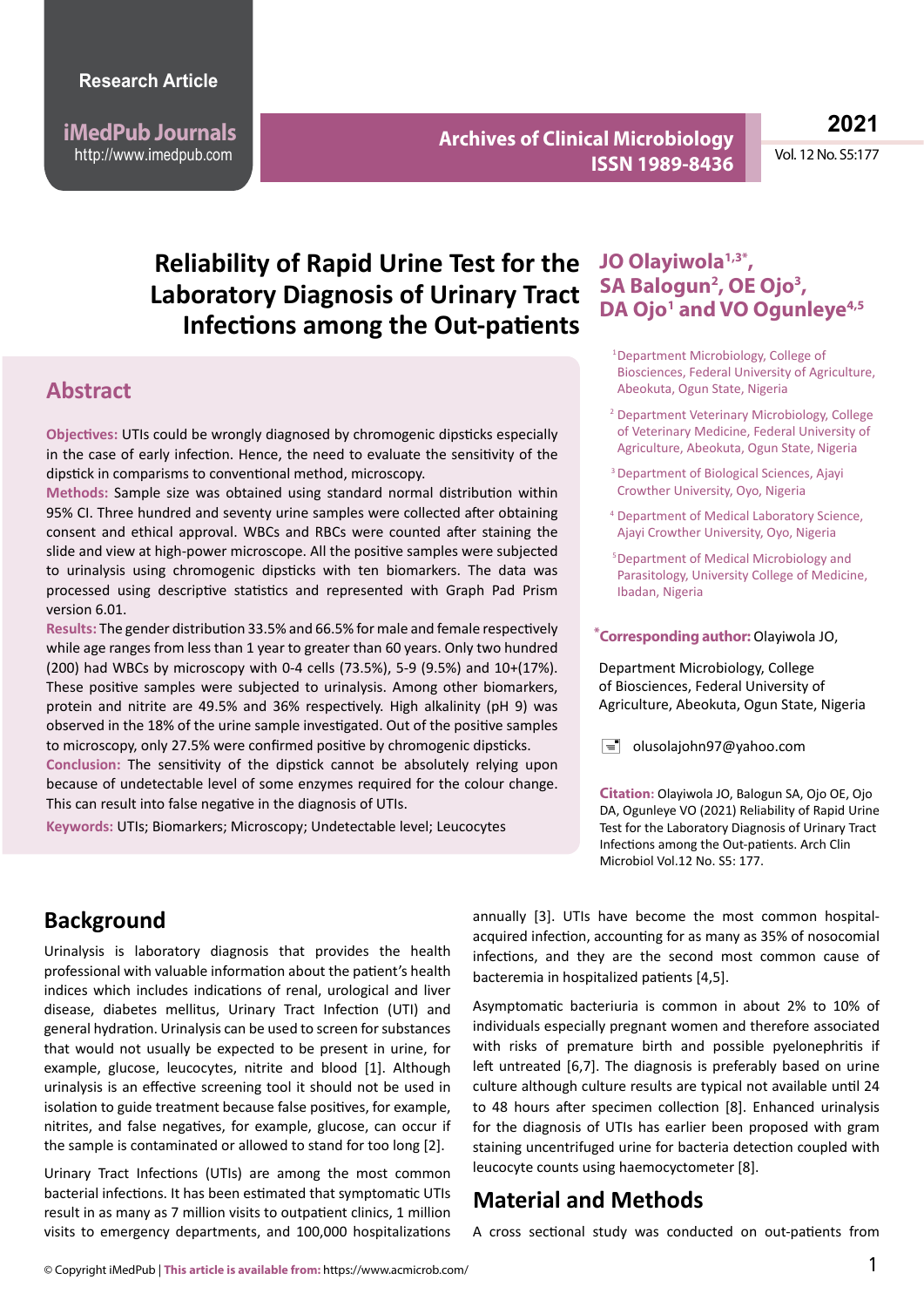Research Article

# Reliability of Rapid Urine Test for the Laboratory Diagnosis of Urinary Tract Infections among the Out-patients

**JO Olayiwola[1,3*], SA Balogun[2], OE Ojo[3], DA Ojo[1] and VO Ogunleye[4,5]**

[1]Department Microbiology, College of Biosciences, Federal University of Agriculture, Abeokuta, Ogun State, Nigeria

[2]Department Veterinary Microbiology, College of Veterinary Medicine, Federal University of Agriculture, Abeokuta, Ogun State, Nigeria

[3]Department of Biological Sciences, Ajayi Crowther University, Oyo, Nigeria

[4]Department of Medical Laboratory Science, Ajayi Crowther University, Oyo, Nigeria

[5]Department of Medical Microbiology and Parasitology, University College of Medicine, Ibadan, Nigeria

***Corresponding author:** Olayiwola JO,

Department Microbiology, College of Biosciences, Federal University of Agriculture, Abeokuta, Ogun State, Nigeria

olusolajohn97@yahoo.com

**Citation:** Olayiwola JO, Balogun SA, Ojo OE, Ojo DA, Ogunleye VO (2021) Reliability of Rapid Urine Test for the Laboratory Diagnosis of Urinary Tract Infections among the Out-patients. Arch Clin Microbiol Vol.12 No. S5: 177.

## Abstract

**Objectives:** UTIs could be wrongly diagnosed by chromogenic dipsticks especially in the case of early infection. Hence, the need to evaluate the sensitivity of the dipstick in comparisms to conventional method, microscopy.

**Methods:** Sample size was obtained using standard normal distribution within 95% CI. Three hundred and seventy urine samples were collected after obtaining consent and ethical approval. WBCs and RBCs were counted after staining the slide and view at high-power microscope. All the positive samples were subjected to urinalysis using chromogenic dipsticks with ten biomarkers. The data was processed using descriptive statistics and represented with Graph Pad Prism version 6.01.

**Results:** The gender distribution 33.5% and 66.5% for male and female respectively while age ranges from less than 1 year to greater than 60 years. Only two hundred (200) had WBCs by microscopy with 0-4 cells (73.5%), 5-9 (9.5%) and 10+(17%). These positive samples were subjected to urinalysis. Among other biomarkers, protein and nitrite are 49.5% and 36% respectively. High alkalinity (pH 9) was observed in the 18% of the urine sample investigated. Out of the positive samples to microscopy, only 27.5% were confirmed positive by chromogenic dipsticks.

**Conclusion:** The sensitivity of the dipstick cannot be absolutely relying upon because of undetectable level of some enzymes required for the colour change. This can result into false negative in the diagnosis of UTIs.

**Keywords:** UTIs; Biomarkers; Microscopy; Undetectable level; Leucocytes

## Background

Urinalysis is laboratory diagnosis that provides the health professional with valuable information about the patient's health indices which includes indications of renal, urological and liver disease, diabetes mellitus, Urinary Tract Infection (UTI) and general hydration. Urinalysis can be used to screen for substances that would not usually be expected to be present in urine, for example, glucose, leucocytes, nitrite and blood [1]. Although urinalysis is an effective screening tool it should not be used in isolation to guide treatment because false positives, for example, nitrites, and false negatives, for example, glucose, can occur if the sample is contaminated or allowed to stand for too long [2].

Urinary Tract Infections (UTIs) are among the most common bacterial infections. It has been estimated that symptomatic UTIs result in as many as 7 million visits to outpatient clinics, 1 million visits to emergency departments, and 100,000 hospitalizations annually [3]. UTIs have become the most common hospital-acquired infection, accounting for as many as 35% of nosocomial infections, and they are the second most common cause of bacteremia in hospitalized patients [4,5].

Asymptomatic bacteriuria is common in about 2% to 10% of individuals especially pregnant women and therefore associated with risks of premature birth and possible pyelonephritis if left untreated [6,7]. The diagnosis is preferably based on urine culture although culture results are typical not available until 24 to 48 hours after specimen collection [8]. Enhanced urinalysis for the diagnosis of UTIs has earlier been proposed with gram staining uncentrifuged urine for bacteria detection coupled with leucocyte counts using haemocytometer [8].

## Material and Methods

A cross sectional study was conducted on out-patients from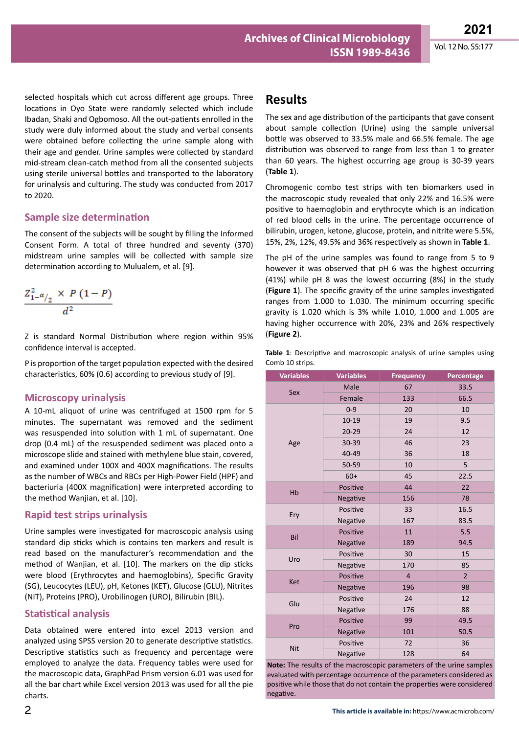selected hospitals which cut across different age groups. Three locations in Oyo State were randomly selected which include Ibadan, Shaki and Ogbomoso. All the out-patients enrolled in the study were duly informed about the study and verbal consents were obtained before collecting the urine sample along with their age and gender. Urine samples were collected by standard mid-stream clean-catch method from all the consented subjects using sterile universal bottles and transported to the laboratory for urinalysis and culturing. The study was conducted from 2017 to 2020.

## Sample size determination

The consent of the subjects will be sought by filling the Informed Consent Form. A total of three hundred and seventy (370) midstream urine samples will be collected with sample size determination according to Mulualem, et al. [9].

$$\frac{Z_{1-\alpha/2}^{2} \times P\,(1-P)}{d^{2}}$$

Z is standard Normal Distribution where region within 95% confidence interval is accepted.

P is proportion of the target population expected with the desired characteristics, 60% (0.6) according to previous study of [9].

## Microscopy urinalysis

A 10-mL aliquot of urine was centrifuged at 1500 rpm for 5 minutes. The supernatant was removed and the sediment was resuspended into solution with 1 mL of supernatant. One drop (0.4 mL) of the resuspended sediment was placed onto a microscope slide and stained with methylene blue stain, covered, and examined under 100X and 400X magnifications. The results as the number of WBCs and RBCs per High-Power Field (HPF) and bacteriuria (400X magnification) were interpreted according to the method Wanjian, et al. [10].

## Rapid test strips urinalysis

Urine samples were investigated for macroscopic analysis using standard dip sticks which is contains ten markers and result is read based on the manufacturer's recommendation and the method of Wanjian, et al. [10]. The markers on the dip sticks were blood (Erythrocytes and haemoglobins), Specific Gravity (SG), Leucocytes (LEU), pH, Ketones (KET), Glucose (GLU), Nitrites (NIT), Proteins (PRO), Urobilinogen (URO), Bilirubin (BIL).

## Statistical analysis

Data obtained were entered into excel 2013 version and analyzed using SPSS version 20 to generate descriptive statistics. Descriptive statistics such as frequency and percentage were employed to analyze the data. Frequency tables were used for the macroscopic data, GraphPad Prism version 6.01 was used for all the bar chart while Excel version 2013 was used for all the pie charts.

# Results

The sex and age distribution of the participants that gave consent about sample collection (Urine) using the sample universal bottle was observed to 33.5% male and 66.5% female. The age distribution was observed to range from less than 1 to greater than 60 years. The highest occurring age group is 30-39 years (**Table 1**).

Chromogenic combo test strips with ten biomarkers used in the macroscopic study revealed that only 22% and 16.5% were positive to haemoglobin and erythrocyte which is an indication of red blood cells in the urine. The percentage occurrence of bilirubin, urogen, ketone, glucose, protein, and nitrite were 5.5%, 15%, 2%, 12%, 49.5% and 36% respectively as shown in **Table 1**.

The pH of the urine samples was found to range from 5 to 9 however it was observed that pH 6 was the highest occurring (41%) while pH 8 was the lowest occurring (8%) in the study (**Figure 1**). The specific gravity of the urine samples investigated ranges from 1.000 to 1.030. The minimum occurring specific gravity is 1.020 which is 3% while 1.010, 1.000 and 1.005 are having higher occurrence with 20%, 23% and 26% respectively (**Figure 2**).

**Table 1**: Descriptive and macroscopic analysis of urine samples using Comb 10 strips.

| Variables | Variables | Frequency | Percentage |
|---|---|---|---|
| Sex | Male | 67 | 33.5 |
| | Female | 133 | 66.5 |
| Age | 0-9 | 20 | 10 |
| | 10-19 | 19 | 9.5 |
| | 20-29 | 24 | 12 |
| | 30-39 | 46 | 23 |
| | 40-49 | 36 | 18 |
| | 50-59 | 10 | 5 |
| | 60+ | 45 | 22.5 |
| Hb | Positive | 44 | 22 |
| | Negative | 156 | 78 |
| Ery | Positive | 33 | 16.5 |
| | Negative | 167 | 83.5 |
| Bil | Positive | 11 | 5.5 |
| | Negative | 189 | 94.5 |
| Uro | Positive | 30 | 15 |
| | Negative | 170 | 85 |
| Ket | Positive | 4 | 2 |
| | Negative | 196 | 98 |
| Glu | Positive | 24 | 12 |
| | Negative | 176 | 88 |
| Pro | Positive | 99 | 49.5 |
| | Negative | 101 | 50.5 |
| Nit | Positive | 72 | 36 |
| | Negative | 128 | 64 |

**Note:** The results of the macroscopic parameters of the urine samples evaluated with percentage occurrence of the parameters considered as positive while those that do not contain the properties were considered negative.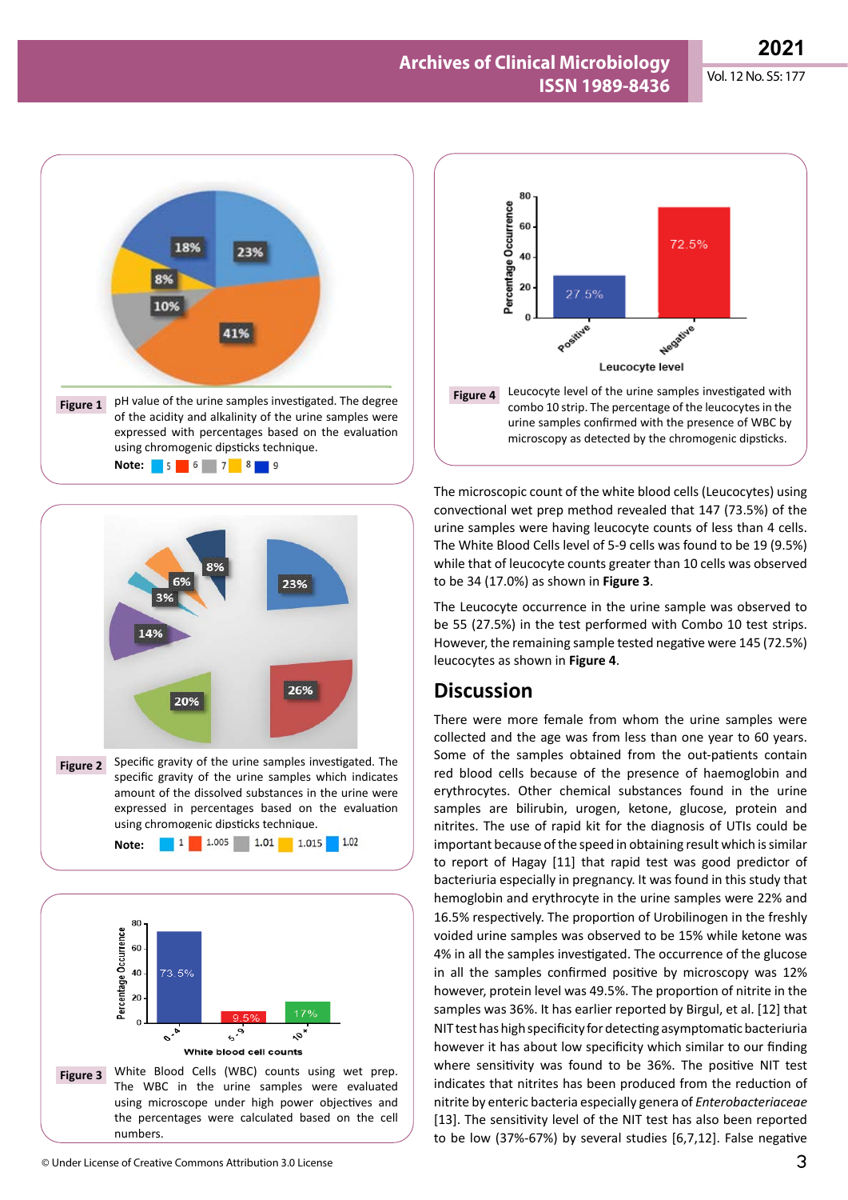**Figure 1** pH value of the urine samples investigated. The degree of the acidity and alkalinity of the urine samples were expressed with percentages based on the evaluation using chromogenic dipsticks technique.

**Note:** 5 6 7 8 9

**Figure 2** Specific gravity of the urine samples investigated. The specific gravity of the urine samples which indicates amount of the dissolved substances in the urine were expressed in percentages based on the evaluation using chromogenic dipsticks technique.

**Note:** 1 1.005 1.01 1.015 1.02

**Figure 3** White Blood Cells (WBC) counts using wet prep. The WBC in the urine samples were evaluated using microscope under high power objectives and the percentages were calculated based on the cell numbers.

**Figure 4** Leucocyte level of the urine samples investigated with combo 10 strip. The percentage of the leucocytes in the urine samples confirmed with the presence of WBC by microscopy as detected by the chromogenic dipsticks.

The microscopic count of the white blood cells (Leucocytes) using convectional wet prep method revealed that 147 (73.5%) of the urine samples were having leucocyte counts of less than 4 cells. The White Blood Cells level of 5-9 cells was found to be 19 (9.5%) while that of leucocyte counts greater than 10 cells was observed to be 34 (17.0%) as shown in **Figure 3**.

The Leucocyte occurrence in the urine sample was observed to be 55 (27.5%) in the test performed with Combo 10 test strips. However, the remaining sample tested negative were 145 (72.5%) leucocytes as shown in **Figure 4**.

## Discussion

There were more female from whom the urine samples were collected and the age was from less than one year to 60 years. Some of the samples obtained from the out-patients contain red blood cells because of the presence of haemoglobin and erythrocytes. Other chemical substances found in the urine samples are bilirubin, urogen, ketone, glucose, protein and nitrites. The use of rapid kit for the diagnosis of UTIs could be important because of the speed in obtaining result which is similar to report of Hagay [11] that rapid test was good predictor of bacteriuria especially in pregnancy. It was found in this study that hemoglobin and erythrocyte in the urine samples were 22% and 16.5% respectively. The proportion of Urobilinogen in the freshly voided urine samples was observed to be 15% while ketone was 4% in all the samples investigated. The occurrence of the glucose in all the samples confirmed positive by microscopy was 12% however, protein level was 49.5%. The proportion of nitrite in the samples was 36%. It has earlier reported by Birgul, et al. [12] that NIT test has high specificity for detecting asymptomatic bacteriuria however it has about low specificity which similar to our finding where sensitivity was found to be 36%. The positive NIT test indicates that nitrites has been produced from the reduction of nitrite by enteric bacteria especially genera of *Enterobacteriaceae* [13]. The sensitivity level of the NIT test has also been reported to be low (37%-67%) by several studies [6,7,12]. False negative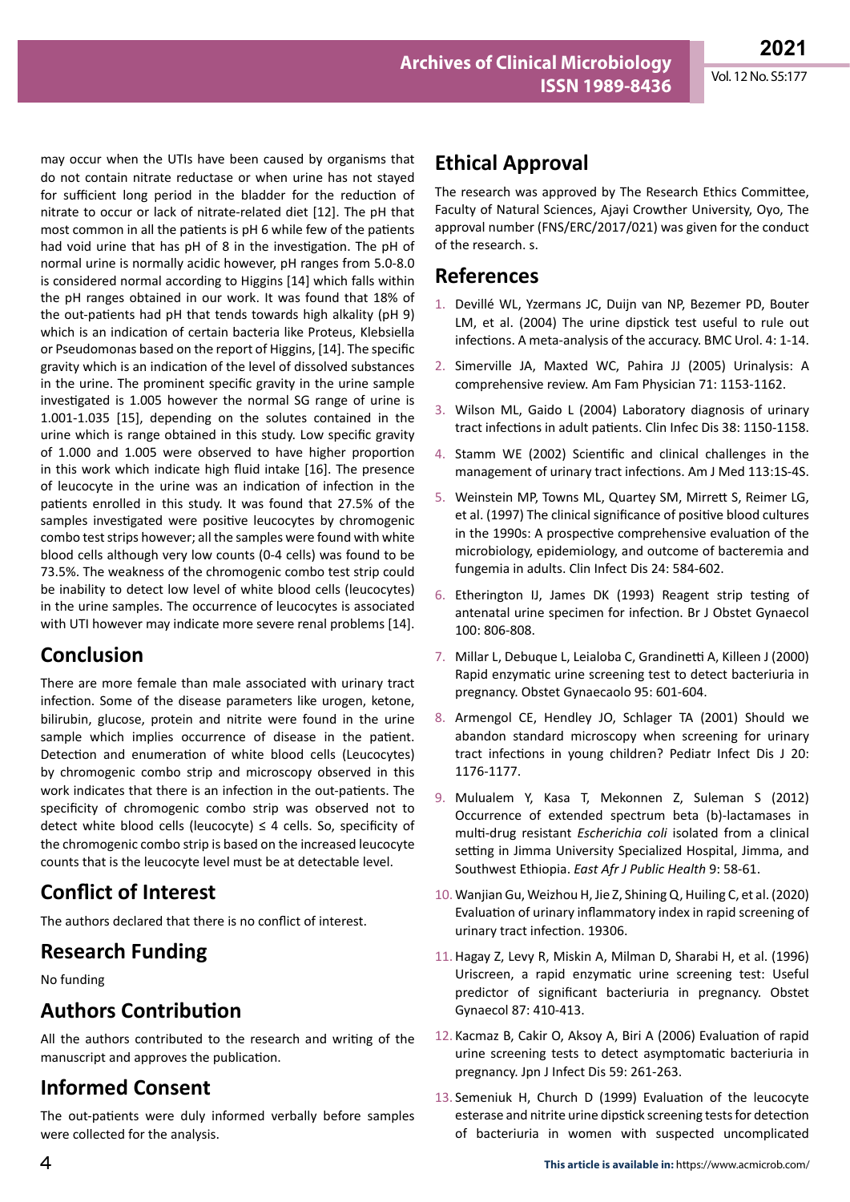may occur when the UTIs have been caused by organisms that do not contain nitrate reductase or when urine has not stayed for sufficient long period in the bladder for the reduction of nitrate to occur or lack of nitrate-related diet [12]. The pH that most common in all the patients is pH 6 while few of the patients had void urine that has pH of 8 in the investigation. The pH of normal urine is normally acidic however, pH ranges from 5.0-8.0 is considered normal according to Higgins [14] which falls within the pH ranges obtained in our work. It was found that 18% of the out-patients had pH that tends towards high alkality (pH 9) which is an indication of certain bacteria like Proteus, Klebsiella or Pseudomonas based on the report of Higgins, [14]. The specific gravity which is an indication of the level of dissolved substances in the urine. The prominent specific gravity in the urine sample investigated is 1.005 however the normal SG range of urine is 1.001-1.035 [15], depending on the solutes contained in the urine which is range obtained in this study. Low specific gravity of 1.000 and 1.005 were observed to have higher proportion in this work which indicate high fluid intake [16]. The presence of leucocyte in the urine was an indication of infection in the patients enrolled in this study. It was found that 27.5% of the samples investigated were positive leucocytes by chromogenic combo test strips however; all the samples were found with white blood cells although very low counts (0-4 cells) was found to be 73.5%. The weakness of the chromogenic combo test strip could be inability to detect low level of white blood cells (leucocytes) in the urine samples. The occurrence of leucocytes is associated with UTI however may indicate more severe renal problems [14].

## Conclusion

There are more female than male associated with urinary tract infection. Some of the disease parameters like urogen, ketone, bilirubin, glucose, protein and nitrite were found in the urine sample which implies occurrence of disease in the patient. Detection and enumeration of white blood cells (Leucocytes) by chromogenic combo strip and microscopy observed in this work indicates that there is an infection in the out-patients. The specificity of chromogenic combo strip was observed not to detect white blood cells (leucocyte) ≤ 4 cells. So, specificity of the chromogenic combo strip is based on the increased leucocyte counts that is the leucocyte level must be at detectable level.

## Conflict of Interest

The authors declared that there is no conflict of interest.

## Research Funding

No funding

## Authors Contribution

All the authors contributed to the research and writing of the manuscript and approves the publication.

## Informed Consent

The out-patients were duly informed verbally before samples were collected for the analysis.

## Ethical Approval

The research was approved by The Research Ethics Committee, Faculty of Natural Sciences, Ajayi Crowther University, Oyo, The approval number (FNS/ERC/2017/021) was given for the conduct of the research. s.

## References

1. Devillé WL, Yzermans JC, Duijn van NP, Bezemer PD, Bouter LM, et al. (2004) The urine dipstick test useful to rule out infections. A meta-analysis of the accuracy. BMC Urol. 4: 1-14.
2. Simerville JA, Maxted WC, Pahira JJ (2005) Urinalysis: A comprehensive review. Am Fam Physician 71: 1153-1162.
3. Wilson ML, Gaido L (2004) Laboratory diagnosis of urinary tract infections in adult patients. Clin Infec Dis 38: 1150-1158.
4. Stamm WE (2002) Scientific and clinical challenges in the management of urinary tract infections. Am J Med 113:1S-4S.
5. Weinstein MP, Towns ML, Quartey SM, Mirrett S, Reimer LG, et al. (1997) The clinical significance of positive blood cultures in the 1990s: A prospective comprehensive evaluation of the microbiology, epidemiology, and outcome of bacteremia and fungemia in adults. Clin Infect Dis 24: 584-602.
6. Etherington IJ, James DK (1993) Reagent strip testing of antenatal urine specimen for infection. Br J Obstet Gynaecol 100: 806-808.
7. Millar L, Debuque L, Leialoba C, Grandinetti A, Killeen J (2000) Rapid enzymatic urine screening test to detect bacteriuria in pregnancy. Obstet Gynaecaolo 95: 601-604.
8. Armengol CE, Hendley JO, Schlager TA (2001) Should we abandon standard microscopy when screening for urinary tract infections in young children? Pediatr Infect Dis J 20: 1176-1177.
9. Mulualem Y, Kasa T, Mekonnen Z, Suleman S (2012) Occurrence of extended spectrum beta (b)-lactamases in multi-drug resistant *Escherichia coli* isolated from a clinical setting in Jimma University Specialized Hospital, Jimma, and Southwest Ethiopia. *East Afr J Public Health* 9: 58-61.
10. Wanjian Gu, Weizhou H, Jie Z, Shining Q, Huiling C, et al. (2020) Evaluation of urinary inflammatory index in rapid screening of urinary tract infection. 19306.
11. Hagay Z, Levy R, Miskin A, Milman D, Sharabi H, et al. (1996) Uriscreen, a rapid enzymatic urine screening test: Useful predictor of significant bacteriuria in pregnancy. Obstet Gynaecol 87: 410-413.
12. Kacmaz B, Cakir O, Aksoy A, Biri A (2006) Evaluation of rapid urine screening tests to detect asymptomatic bacteriuria in pregnancy. Jpn J Infect Dis 59: 261-263.
13. Semeniuk H, Church D (1999) Evaluation of the leucocyte esterase and nitrite urine dipstick screening tests for detection of bacteriuria in women with suspected uncomplicated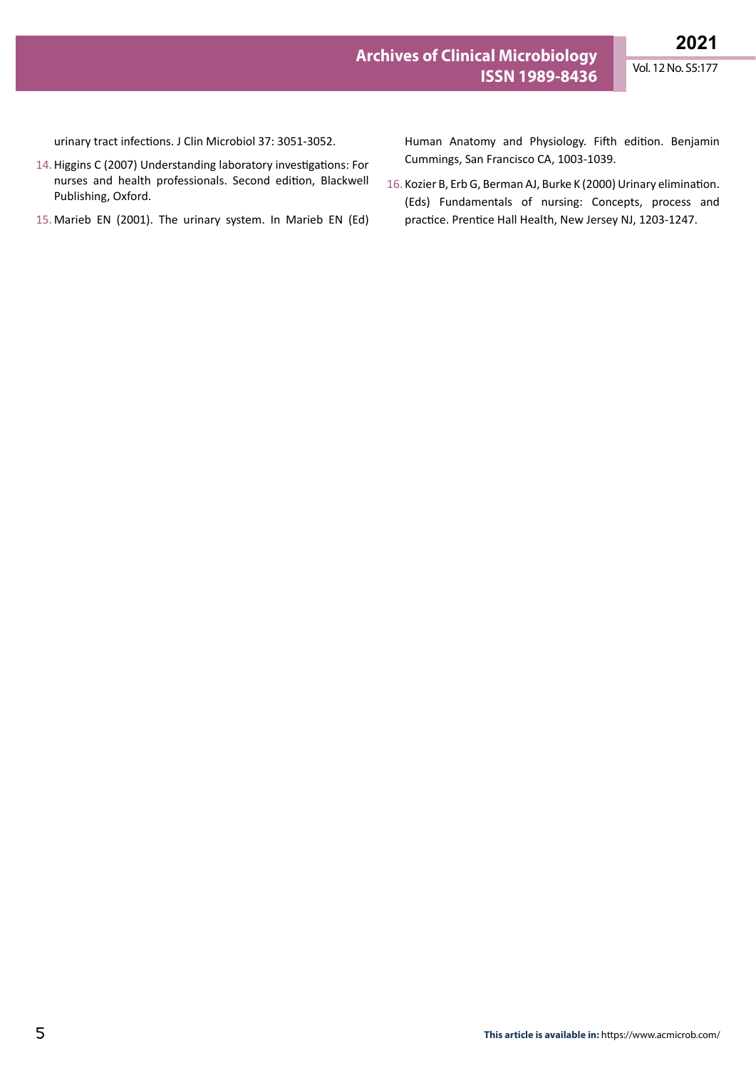urinary tract infections. J Clin Microbiol 37: 3051-3052.

14. Higgins C (2007) Understanding laboratory investigations: For nurses and health professionals. Second edition, Blackwell Publishing, Oxford.

15. Marieb EN (2001). The urinary system. In Marieb EN (Ed) Human Anatomy and Physiology. Fifth edition. Benjamin Cummings, San Francisco CA, 1003-1039.

16. Kozier B, Erb G, Berman AJ, Burke K (2000) Urinary elimination. (Eds) Fundamentals of nursing: Concepts, process and practice. Prentice Hall Health, New Jersey NJ, 1203-1247.